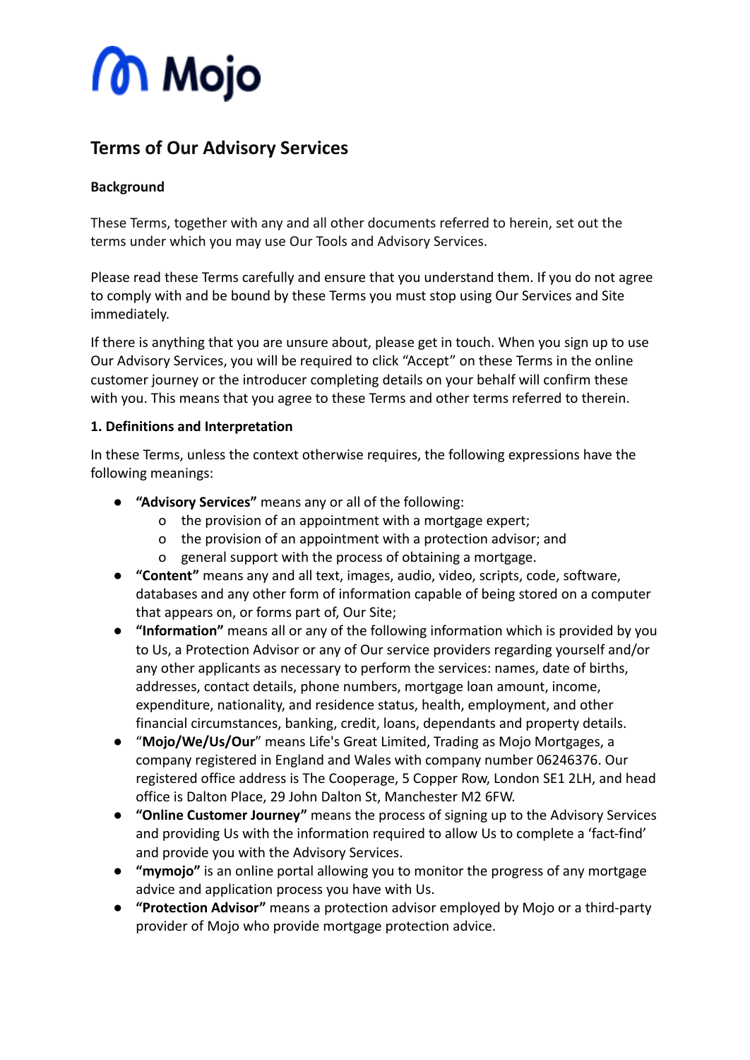Mojo

# Terms of Our Advisory Services

**Background**

These Terms, together with any and all other documents referred to herein, set out the terms under which you may use Our Tools and Advisory Services.

Please read these Terms carefully and ensure that you understand them. If you do not agree to comply with and be bound by these Terms you must stop using Our Services and Site immediately.

If there is anything that you are unsure about, please get in touch. When you sign up to use Our Advisory Services, you will be required to click "Accept" on these Terms in the online customer journey or the introducer completing details on your behalf will confirm these with you. This means that you agree to these Terms and other terms referred to therein.

**1. Definitions and Interpretation**

In these Terms, unless the context otherwise requires, the following expressions have the following meanings:

- **"Advisory Services"** means any or all of the following:
  - the provision of an appointment with a mortgage expert;
  - the provision of an appointment with a protection advisor; and
  - general support with the process of obtaining a mortgage.
- **"Content"** means any and all text, images, audio, video, scripts, code, software, databases and any other form of information capable of being stored on a computer that appears on, or forms part of, Our Site;
- **"Information"** means all or any of the following information which is provided by you to Us, a Protection Advisor or any of Our service providers regarding yourself and/or any other applicants as necessary to perform the services: names, date of births, addresses, contact details, phone numbers, mortgage loan amount, income, expenditure, nationality, and residence status, health, employment, and other financial circumstances, banking, credit, loans, dependants and property details.
- "**Mojo/We/Us/Our**" means Life's Great Limited, Trading as Mojo Mortgages, a company registered in England and Wales with company number 06246376. Our registered office address is The Cooperage, 5 Copper Row, London SE1 2LH, and head office is Dalton Place, 29 John Dalton St, Manchester M2 6FW.
- **"Online Customer Journey"** means the process of signing up to the Advisory Services and providing Us with the information required to allow Us to complete a 'fact-find' and provide you with the Advisory Services.
- **"mymojo"** is an online portal allowing you to monitor the progress of any mortgage advice and application process you have with Us.
- **"Protection Advisor"** means a protection advisor employed by Mojo or a third-party provider of Mojo who provide mortgage protection advice.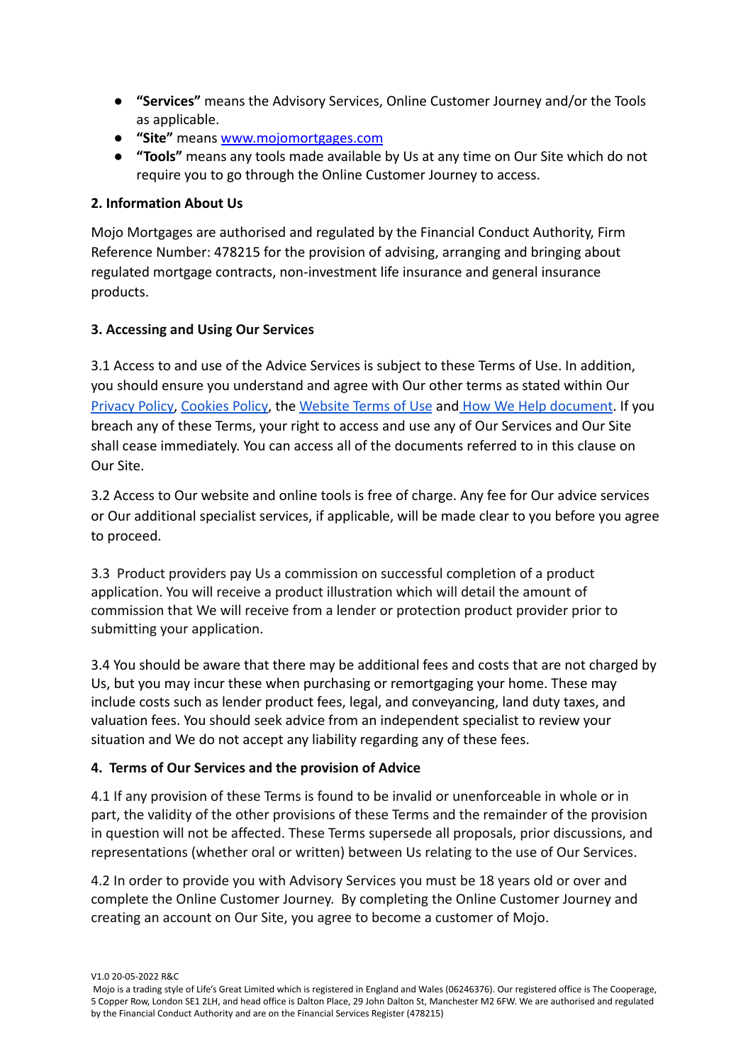- **"Services"** means the Advisory Services, Online Customer Journey and/or the Tools as applicable.
- **"Site"** means [www.mojomortgages.com](www.mojomortgages.com)
- **"Tools"** means any tools made available by Us at any time on Our Site which do not require you to go through the Online Customer Journey to access.

## 2. Information About Us

Mojo Mortgages are authorised and regulated by the Financial Conduct Authority, Firm Reference Number: 478215 for the provision of advising, arranging and bringing about regulated mortgage contracts, non-investment life insurance and general insurance products.

## 3. Accessing and Using Our Services

3.1 Access to and use of the Advice Services is subject to these Terms of Use. In addition, you should ensure you understand and agree with Our other terms as stated within Our Privacy Policy, Cookies Policy, the Website Terms of Use and How We Help document. If you breach any of these Terms, your right to access and use any of Our Services and Our Site shall cease immediately. You can access all of the documents referred to in this clause on Our Site.

3.2 Access to Our website and online tools is free of charge. Any fee for Our advice services or Our additional specialist services, if applicable, will be made clear to you before you agree to proceed.

3.3 Product providers pay Us a commission on successful completion of a product application. You will receive a product illustration which will detail the amount of commission that We will receive from a lender or protection product provider prior to submitting your application.

3.4 You should be aware that there may be additional fees and costs that are not charged by Us, but you may incur these when purchasing or remortgaging your home. These may include costs such as lender product fees, legal, and conveyancing, land duty taxes, and valuation fees. You should seek advice from an independent specialist to review your situation and We do not accept any liability regarding any of these fees.

## 4. Terms of Our Services and the provision of Advice

4.1 If any provision of these Terms is found to be invalid or unenforceable in whole or in part, the validity of the other provisions of these Terms and the remainder of the provision in question will not be affected. These Terms supersede all proposals, prior discussions, and representations (whether oral or written) between Us relating to the use of Our Services.

4.2 In order to provide you with Advisory Services you must be 18 years old or over and complete the Online Customer Journey. By completing the Online Customer Journey and creating an account on Our Site, you agree to become a customer of Mojo.

V1.0 20-05-2022 R&C

Mojo is a trading style of Life's Great Limited which is registered in England and Wales (06246376). Our registered office is The Cooperage, 5 Copper Row, London SE1 2LH, and head office is Dalton Place, 29 John Dalton St, Manchester M2 6FW. We are authorised and regulated by the Financial Conduct Authority and are on the Financial Services Register (478215)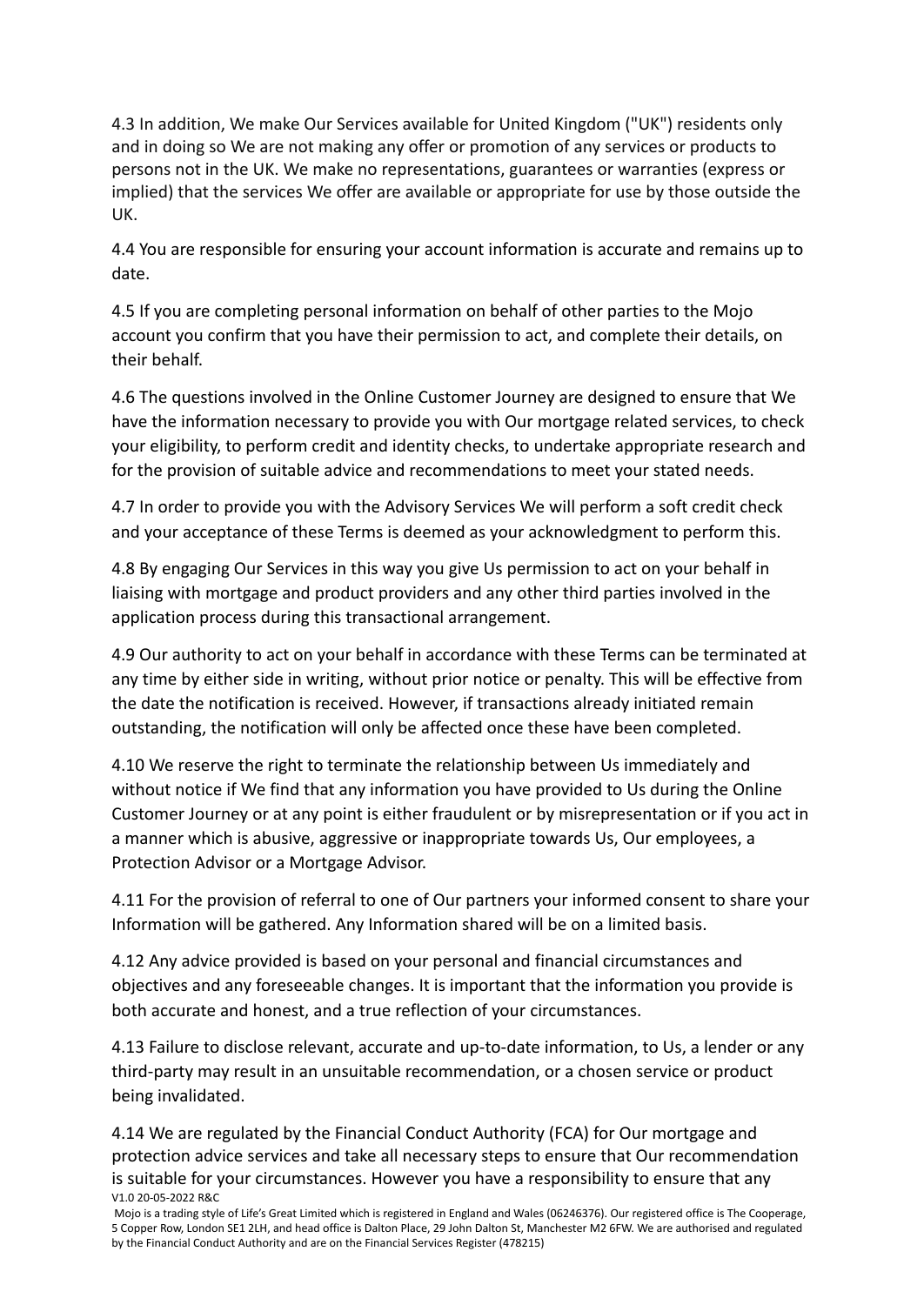4.3 In addition, We make Our Services available for United Kingdom ("UK") residents only and in doing so We are not making any offer or promotion of any services or products to persons not in the UK. We make no representations, guarantees or warranties (express or implied) that the services We offer are available or appropriate for use by those outside the UK.

4.4 You are responsible for ensuring your account information is accurate and remains up to date.

4.5 If you are completing personal information on behalf of other parties to the Mojo account you confirm that you have their permission to act, and complete their details, on their behalf.

4.6 The questions involved in the Online Customer Journey are designed to ensure that We have the information necessary to provide you with Our mortgage related services, to check your eligibility, to perform credit and identity checks, to undertake appropriate research and for the provision of suitable advice and recommendations to meet your stated needs.

4.7 In order to provide you with the Advisory Services We will perform a soft credit check and your acceptance of these Terms is deemed as your acknowledgment to perform this.

4.8 By engaging Our Services in this way you give Us permission to act on your behalf in liaising with mortgage and product providers and any other third parties involved in the application process during this transactional arrangement.

4.9 Our authority to act on your behalf in accordance with these Terms can be terminated at any time by either side in writing, without prior notice or penalty. This will be effective from the date the notification is received. However, if transactions already initiated remain outstanding, the notification will only be affected once these have been completed.

4.10 We reserve the right to terminate the relationship between Us immediately and without notice if We find that any information you have provided to Us during the Online Customer Journey or at any point is either fraudulent or by misrepresentation or if you act in a manner which is abusive, aggressive or inappropriate towards Us, Our employees, a Protection Advisor or a Mortgage Advisor.

4.11 For the provision of referral to one of Our partners your informed consent to share your Information will be gathered. Any Information shared will be on a limited basis.

4.12 Any advice provided is based on your personal and financial circumstances and objectives and any foreseeable changes. It is important that the information you provide is both accurate and honest, and a true reflection of your circumstances.

4.13 Failure to disclose relevant, accurate and up-to-date information, to Us, a lender or any third-party may result in an unsuitable recommendation, or a chosen service or product being invalidated.

4.14 We are regulated by the Financial Conduct Authority (FCA) for Our mortgage and protection advice services and take all necessary steps to ensure that Our recommendation is suitable for your circumstances. However you have a responsibility to ensure that any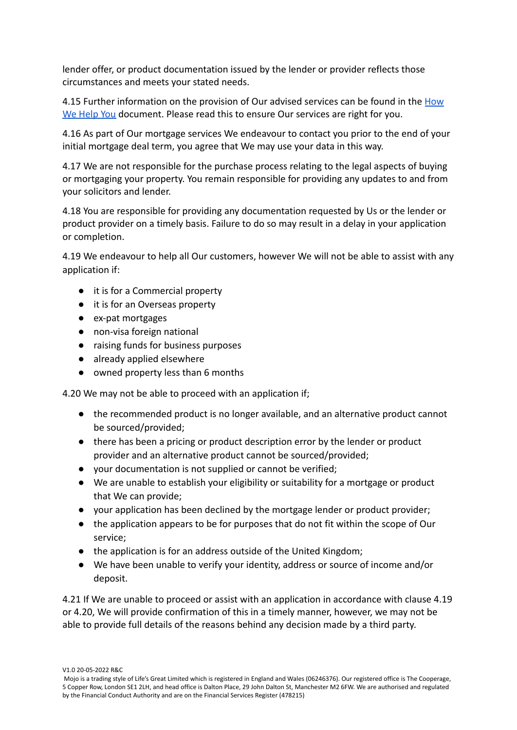lender offer, or product documentation issued by the lender or provider reflects those circumstances and meets your stated needs.

4.15 Further information on the provision of Our advised services can be found in the [How We Help You]() document. Please read this to ensure Our services are right for you.

4.16 As part of Our mortgage services We endeavour to contact you prior to the end of your initial mortgage deal term, you agree that We may use your data in this way.

4.17 We are not responsible for the purchase process relating to the legal aspects of buying or mortgaging your property. You remain responsible for providing any updates to and from your solicitors and lender.

4.18 You are responsible for providing any documentation requested by Us or the lender or product provider on a timely basis. Failure to do so may result in a delay in your application or completion.

4.19 We endeavour to help all Our customers, however We will not be able to assist with any application if:

- it is for a Commercial property
- it is for an Overseas property
- ex-pat mortgages
- non-visa foreign national
- raising funds for business purposes
- already applied elsewhere
- owned property less than 6 months

4.20 We may not be able to proceed with an application if;

- the recommended product is no longer available, and an alternative product cannot be sourced/provided;
- there has been a pricing or product description error by the lender or product provider and an alternative product cannot be sourced/provided;
- your documentation is not supplied or cannot be verified;
- We are unable to establish your eligibility or suitability for a mortgage or product that We can provide;
- your application has been declined by the mortgage lender or product provider;
- the application appears to be for purposes that do not fit within the scope of Our service;
- the application is for an address outside of the United Kingdom;
- We have been unable to verify your identity, address or source of income and/or deposit.

4.21 If We are unable to proceed or assist with an application in accordance with clause 4.19 or 4.20, We will provide confirmation of this in a timely manner, however, we may not be able to provide full details of the reasons behind any decision made by a third party.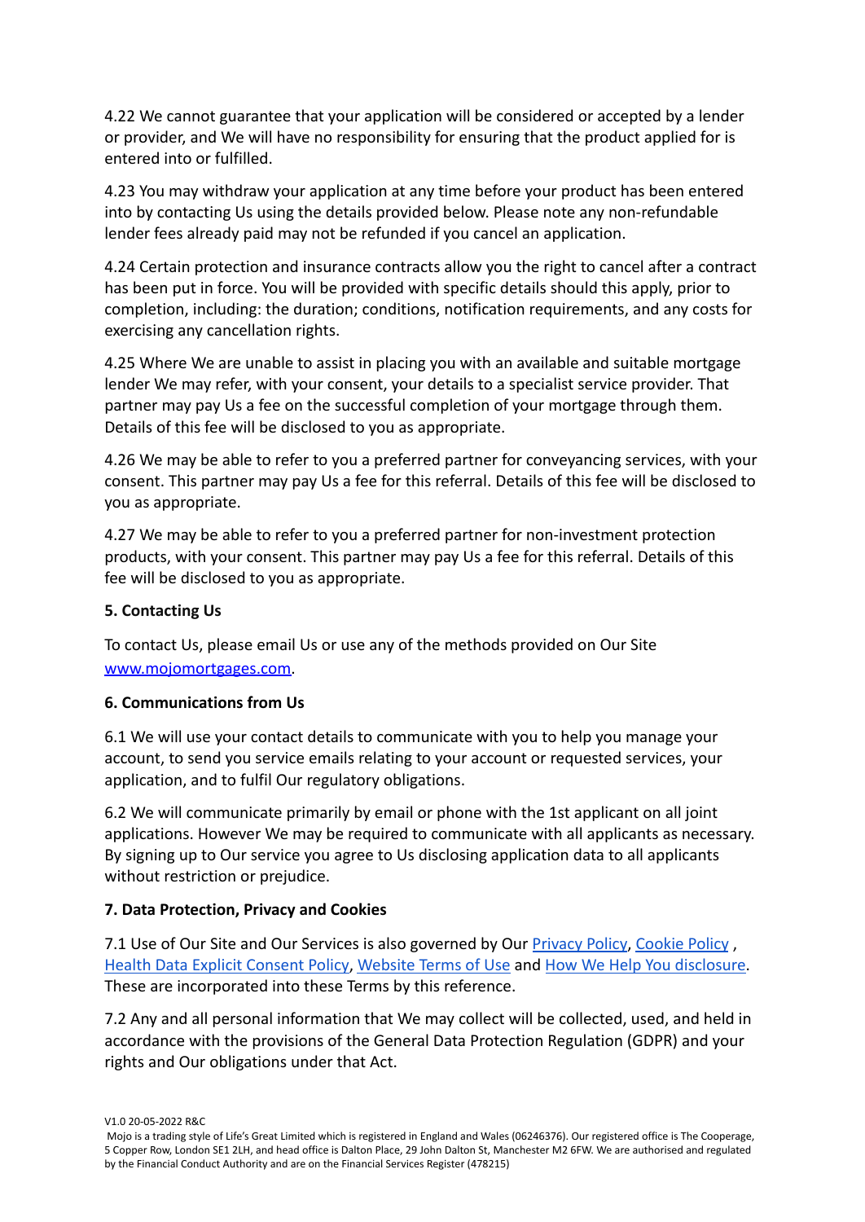4.22 We cannot guarantee that your application will be considered or accepted by a lender or provider, and We will have no responsibility for ensuring that the product applied for is entered into or fulfilled.

4.23 You may withdraw your application at any time before your product has been entered into by contacting Us using the details provided below. Please note any non-refundable lender fees already paid may not be refunded if you cancel an application.

4.24 Certain protection and insurance contracts allow you the right to cancel after a contract has been put in force. You will be provided with specific details should this apply, prior to completion, including: the duration; conditions, notification requirements, and any costs for exercising any cancellation rights.

4.25 Where We are unable to assist in placing you with an available and suitable mortgage lender We may refer, with your consent, your details to a specialist service provider. That partner may pay Us a fee on the successful completion of your mortgage through them. Details of this fee will be disclosed to you as appropriate.

4.26 We may be able to refer to you a preferred partner for conveyancing services, with your consent. This partner may pay Us a fee for this referral. Details of this fee will be disclosed to you as appropriate.

4.27 We may be able to refer to you a preferred partner for non-investment protection products, with your consent. This partner may pay Us a fee for this referral. Details of this fee will be disclosed to you as appropriate.

**5. Contacting Us**

To contact Us, please email Us or use any of the methods provided on Our Site [www.mojomortgages.com](www.mojomortgages.com).

**6. Communications from Us**

6.1 We will use your contact details to communicate with you to help you manage your account, to send you service emails relating to your account or requested services, your application, and to fulfil Our regulatory obligations.

6.2 We will communicate primarily by email or phone with the 1st applicant on all joint applications. However We may be required to communicate with all applicants as necessary. By signing up to Our service you agree to Us disclosing application data to all applicants without restriction or prejudice.

**7. Data Protection, Privacy and Cookies**

7.1 Use of Our Site and Our Services is also governed by Our Privacy Policy, Cookie Policy , Health Data Explicit Consent Policy, Website Terms of Use and How We Help You disclosure. These are incorporated into these Terms by this reference.

7.2 Any and all personal information that We may collect will be collected, used, and held in accordance with the provisions of the General Data Protection Regulation (GDPR) and your rights and Our obligations under that Act.

V1.0 20-05-2022 R&C

Mojo is a trading style of Life's Great Limited which is registered in England and Wales (06246376). Our registered office is The Cooperage, 5 Copper Row, London SE1 2LH, and head office is Dalton Place, 29 John Dalton St, Manchester M2 6FW. We are authorised and regulated by the Financial Conduct Authority and are on the Financial Services Register (478215)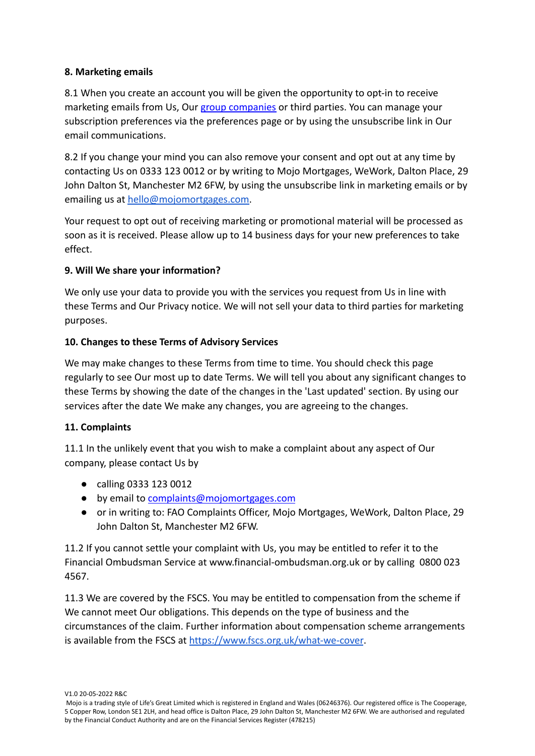**8. Marketing emails**

8.1 When you create an account you will be given the opportunity to opt-in to receive marketing emails from Us, Our [group companies](group companies) or third parties. You can manage your subscription preferences via the preferences page or by using the unsubscribe link in Our email communications.

8.2 If you change your mind you can also remove your consent and opt out at any time by contacting Us on 0333 123 0012 or by writing to Mojo Mortgages, WeWork, Dalton Place, 29 John Dalton St, Manchester M2 6FW, by using the unsubscribe link in marketing emails or by emailing us at hello@mojomortgages.com.

Your request to opt out of receiving marketing or promotional material will be processed as soon as it is received. Please allow up to 14 business days for your new preferences to take effect.

**9. Will We share your information?**

We only use your data to provide you with the services you request from Us in line with these Terms and Our Privacy notice. We will not sell your data to third parties for marketing purposes.

**10. Changes to these Terms of Advisory Services**

We may make changes to these Terms from time to time. You should check this page regularly to see Our most up to date Terms. We will tell you about any significant changes to these Terms by showing the date of the changes in the 'Last updated' section. By using our services after the date We make any changes, you are agreeing to the changes.

**11. Complaints**

11.1 In the unlikely event that you wish to make a complaint about any aspect of Our company, please contact Us by

- calling 0333 123 0012
- by email to complaints@mojomortgages.com
- or in writing to: FAO Complaints Officer, Mojo Mortgages, WeWork, Dalton Place, 29 John Dalton St, Manchester M2 6FW.

11.2 If you cannot settle your complaint with Us, you may be entitled to refer it to the Financial Ombudsman Service at www.financial-ombudsman.org.uk or by calling 0800 023 4567.

11.3 We are covered by the FSCS. You may be entitled to compensation from the scheme if We cannot meet Our obligations. This depends on the type of business and the circumstances of the claim. Further information about compensation scheme arrangements is available from the FSCS at https://www.fscs.org.uk/what-we-cover.

V1.0 20-05-2022 R&C

Mojo is a trading style of Life's Great Limited which is registered in England and Wales (06246376). Our registered office is The Cooperage, 5 Copper Row, London SE1 2LH, and head office is Dalton Place, 29 John Dalton St, Manchester M2 6FW. We are authorised and regulated by the Financial Conduct Authority and are on the Financial Services Register (478215)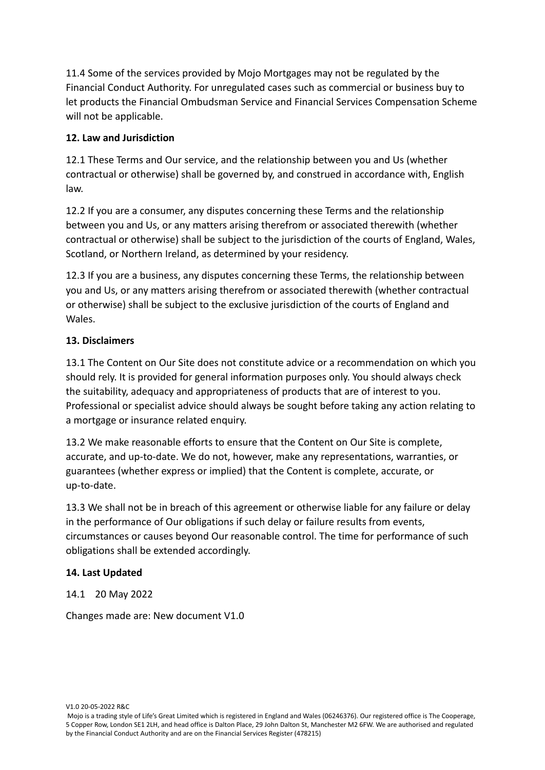11.4 Some of the services provided by Mojo Mortgages may not be regulated by the Financial Conduct Authority. For unregulated cases such as commercial or business buy to let products the Financial Ombudsman Service and Financial Services Compensation Scheme will not be applicable.

**12. Law and Jurisdiction**

12.1 These Terms and Our service, and the relationship between you and Us (whether contractual or otherwise) shall be governed by, and construed in accordance with, English law.

12.2 If you are a consumer, any disputes concerning these Terms and the relationship between you and Us, or any matters arising therefrom or associated therewith (whether contractual or otherwise) shall be subject to the jurisdiction of the courts of England, Wales, Scotland, or Northern Ireland, as determined by your residency.

12.3 If you are a business, any disputes concerning these Terms, the relationship between you and Us, or any matters arising therefrom or associated therewith (whether contractual or otherwise) shall be subject to the exclusive jurisdiction of the courts of England and Wales.

**13. Disclaimers**

13.1 The Content on Our Site does not constitute advice or a recommendation on which you should rely. It is provided for general information purposes only. You should always check the suitability, adequacy and appropriateness of products that are of interest to you. Professional or specialist advice should always be sought before taking any action relating to a mortgage or insurance related enquiry.

13.2 We make reasonable efforts to ensure that the Content on Our Site is complete, accurate, and up-to-date. We do not, however, make any representations, warranties, or guarantees (whether express or implied) that the Content is complete, accurate, or up-to-date.

13.3 We shall not be in breach of this agreement or otherwise liable for any failure or delay in the performance of Our obligations if such delay or failure results from events, circumstances or causes beyond Our reasonable control. The time for performance of such obligations shall be extended accordingly.

**14. Last Updated**

14.1 20 May 2022

Changes made are: New document V1.0